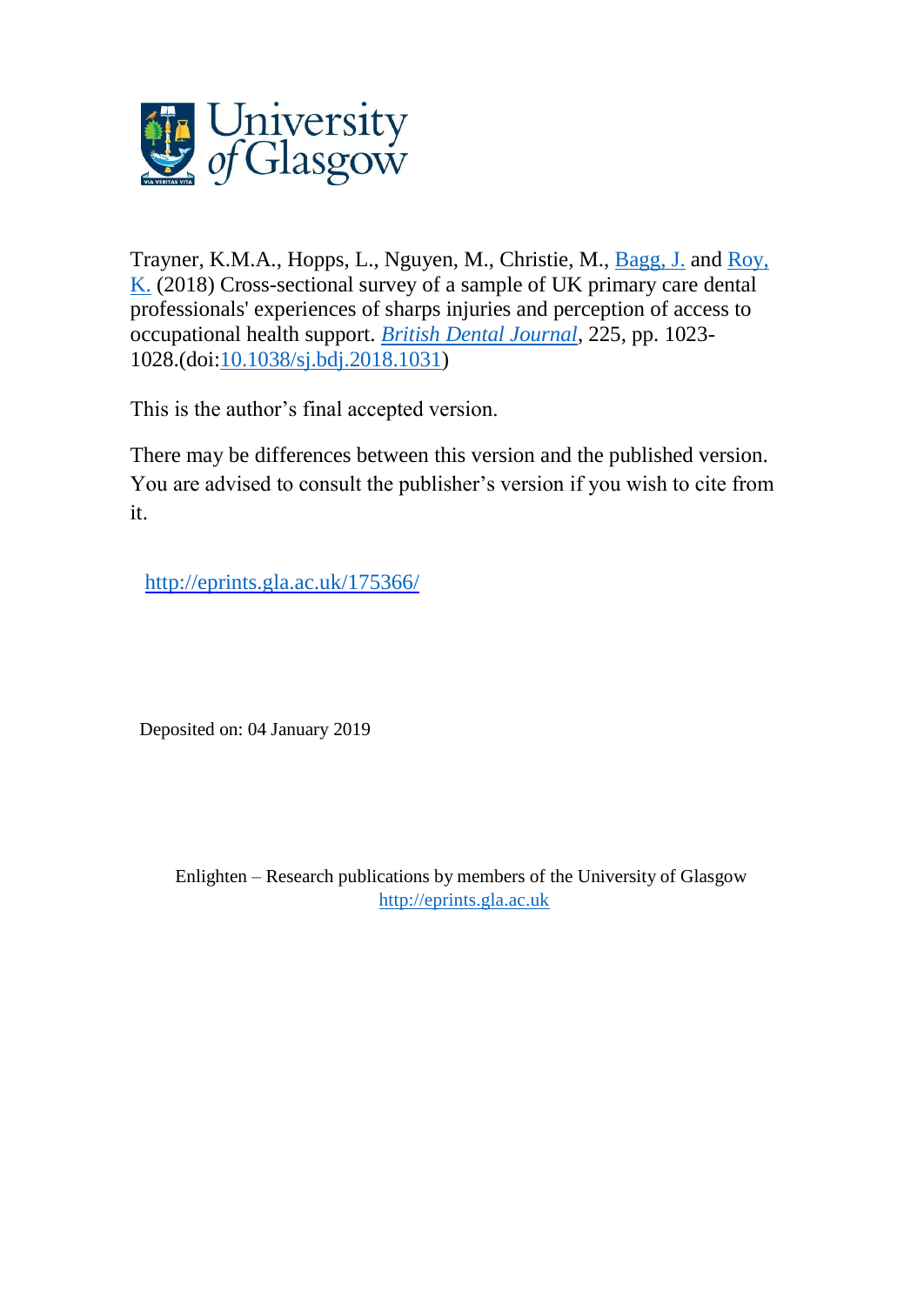Trayner, K.M.A., Hopps, L., Nguyen, M., Christie, M., Bagg, J. and Roy, K. (2018) Cross-sectional survey of a sample of UK primary care dental professionals' experiences of sharps injuries and perception of access to occupational health support. *British Dental Journal*, 225, pp. 1023-1028.(doi:10.1038/sj.bdj.2018.1031)

This is the author's final accepted version.

There may be differences between this version and the published version. You are advised to consult the publisher's version if you wish to cite from it.

http://eprints.gla.ac.uk/175366/

Deposited on: 04 January 2019

Enlighten – Research publications by members of the University of Glasgow
http://eprints.gla.ac.uk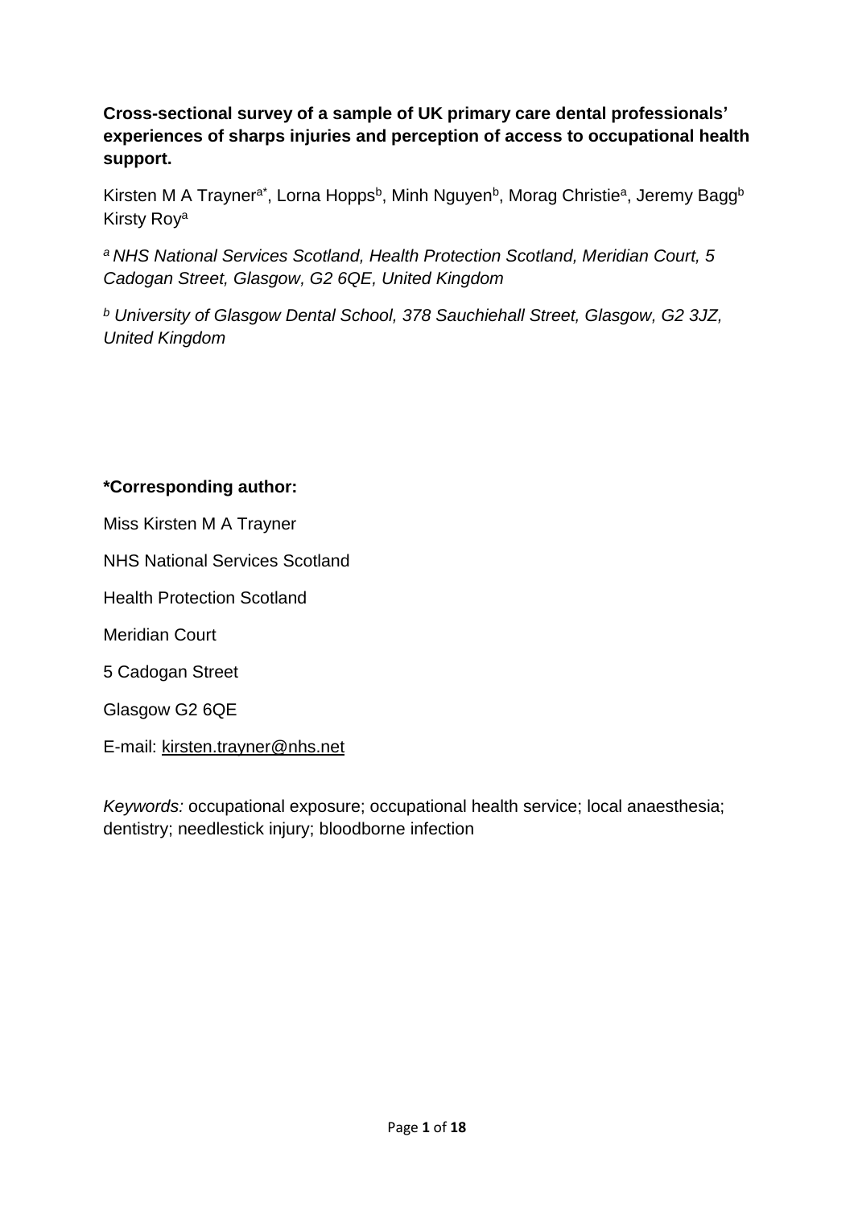**Cross-sectional survey of a sample of UK primary care dental professionals' experiences of sharps injuries and perception of access to occupational health support.**

Kirsten M A Trayner[a*], Lorna Hopps[b], Minh Nguyen[b], Morag Christie[a], Jeremy Bagg[b] Kirsty Roy[a]

[a] *NHS National Services Scotland, Health Protection Scotland, Meridian Court, 5 Cadogan Street, Glasgow, G2 6QE, United Kingdom*

[b] *University of Glasgow Dental School, 378 Sauchiehall Street, Glasgow, G2 3JZ, United Kingdom*

**\*Corresponding author:**

Miss Kirsten M A Trayner

NHS National Services Scotland

Health Protection Scotland

Meridian Court

5 Cadogan Street

Glasgow G2 6QE

E-mail: kirsten.trayner@nhs.net

*Keywords:* occupational exposure; occupational health service; local anaesthesia; dentistry; needlestick injury; bloodborne infection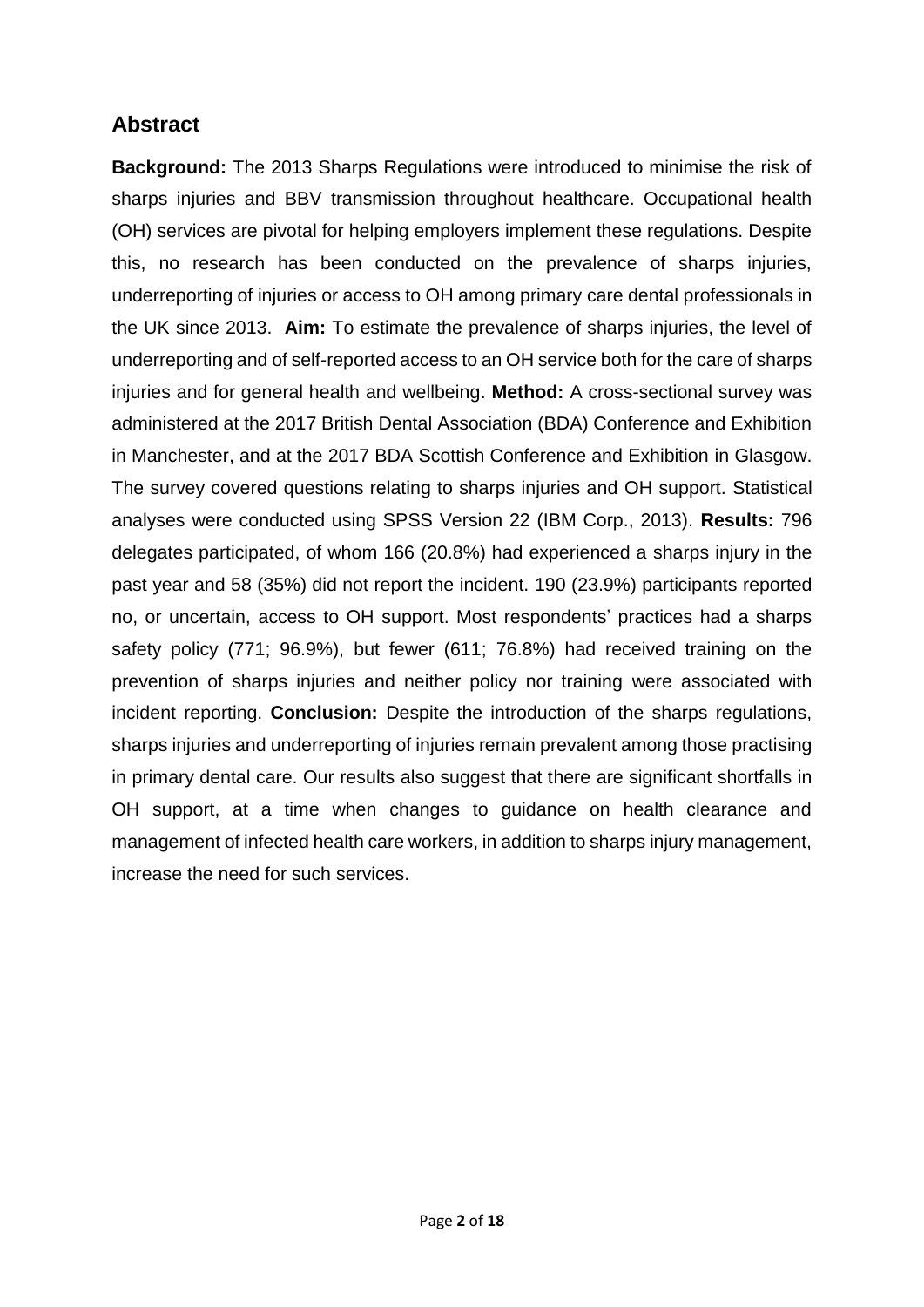## Abstract

**Background:** The 2013 Sharps Regulations were introduced to minimise the risk of sharps injuries and BBV transmission throughout healthcare. Occupational health (OH) services are pivotal for helping employers implement these regulations. Despite this, no research has been conducted on the prevalence of sharps injuries, underreporting of injuries or access to OH among primary care dental professionals in the UK since 2013. **Aim:** To estimate the prevalence of sharps injuries, the level of underreporting and of self-reported access to an OH service both for the care of sharps injuries and for general health and wellbeing. **Method:** A cross-sectional survey was administered at the 2017 British Dental Association (BDA) Conference and Exhibition in Manchester, and at the 2017 BDA Scottish Conference and Exhibition in Glasgow. The survey covered questions relating to sharps injuries and OH support. Statistical analyses were conducted using SPSS Version 22 (IBM Corp., 2013). **Results:** 796 delegates participated, of whom 166 (20.8%) had experienced a sharps injury in the past year and 58 (35%) did not report the incident. 190 (23.9%) participants reported no, or uncertain, access to OH support. Most respondents' practices had a sharps safety policy (771; 96.9%), but fewer (611; 76.8%) had received training on the prevention of sharps injuries and neither policy nor training were associated with incident reporting. **Conclusion:** Despite the introduction of the sharps regulations, sharps injuries and underreporting of injuries remain prevalent among those practising in primary dental care. Our results also suggest that there are significant shortfalls in OH support, at a time when changes to guidance on health clearance and management of infected health care workers, in addition to sharps injury management, increase the need for such services.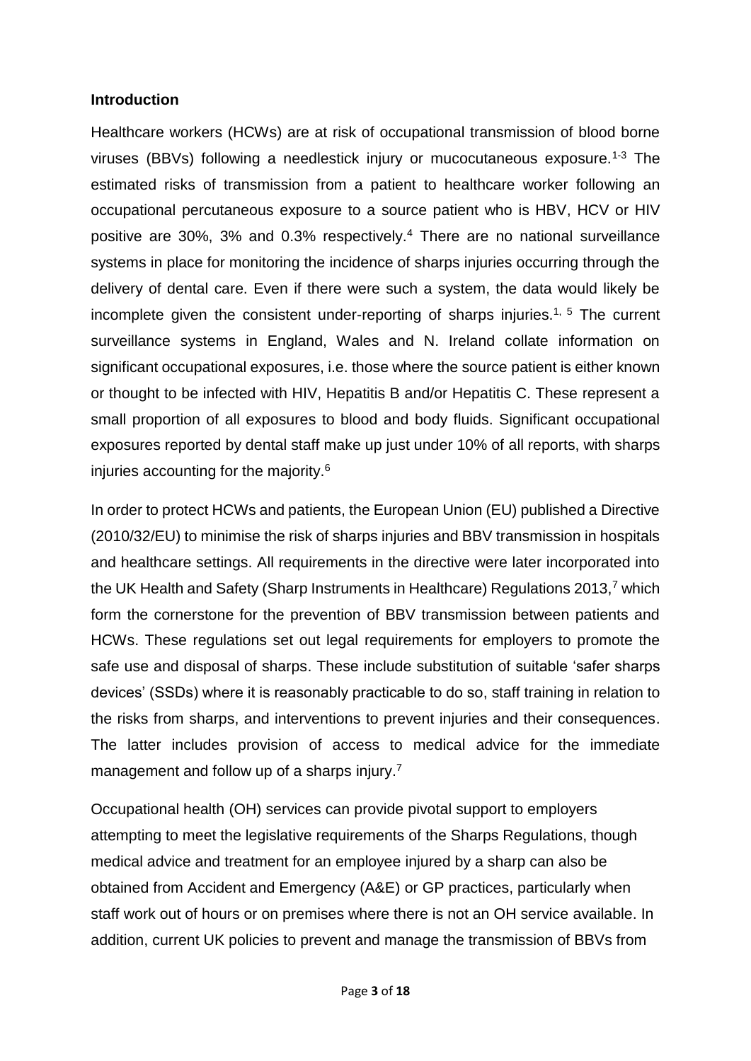## Introduction

Healthcare workers (HCWs) are at risk of occupational transmission of blood borne viruses (BBVs) following a needlestick injury or mucocutaneous exposure.[1-3] The estimated risks of transmission from a patient to healthcare worker following an occupational percutaneous exposure to a source patient who is HBV, HCV or HIV positive are 30%, 3% and 0.3% respectively.[4] There are no national surveillance systems in place for monitoring the incidence of sharps injuries occurring through the delivery of dental care. Even if there were such a system, the data would likely be incomplete given the consistent under-reporting of sharps injuries.[1, 5] The current surveillance systems in England, Wales and N. Ireland collate information on significant occupational exposures, i.e. those where the source patient is either known or thought to be infected with HIV, Hepatitis B and/or Hepatitis C. These represent a small proportion of all exposures to blood and body fluids. Significant occupational exposures reported by dental staff make up just under 10% of all reports, with sharps injuries accounting for the majority.[6]

In order to protect HCWs and patients, the European Union (EU) published a Directive (2010/32/EU) to minimise the risk of sharps injuries and BBV transmission in hospitals and healthcare settings. All requirements in the directive were later incorporated into the UK Health and Safety (Sharp Instruments in Healthcare) Regulations 2013,[7] which form the cornerstone for the prevention of BBV transmission between patients and HCWs. These regulations set out legal requirements for employers to promote the safe use and disposal of sharps. These include substitution of suitable 'safer sharps devices' (SSDs) where it is reasonably practicable to do so, staff training in relation to the risks from sharps, and interventions to prevent injuries and their consequences. The latter includes provision of access to medical advice for the immediate management and follow up of a sharps injury.[7]

Occupational health (OH) services can provide pivotal support to employers attempting to meet the legislative requirements of the Sharps Regulations, though medical advice and treatment for an employee injured by a sharp can also be obtained from Accident and Emergency (A&E) or GP practices, particularly when staff work out of hours or on premises where there is not an OH service available. In addition, current UK policies to prevent and manage the transmission of BBVs from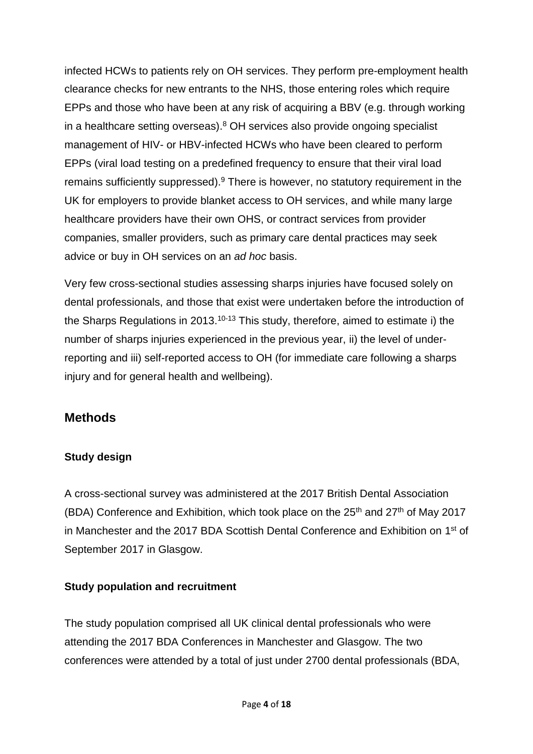infected HCWs to patients rely on OH services. They perform pre-employment health clearance checks for new entrants to the NHS, those entering roles which require EPPs and those who have been at any risk of acquiring a BBV (e.g. through working in a healthcare setting overseas).[8] OH services also provide ongoing specialist management of HIV- or HBV-infected HCWs who have been cleared to perform EPPs (viral load testing on a predefined frequency to ensure that their viral load remains sufficiently suppressed).[9] There is however, no statutory requirement in the UK for employers to provide blanket access to OH services, and while many large healthcare providers have their own OHS, or contract services from provider companies, smaller providers, such as primary care dental practices may seek advice or buy in OH services on an *ad hoc* basis.

Very few cross-sectional studies assessing sharps injuries have focused solely on dental professionals, and those that exist were undertaken before the introduction of the Sharps Regulations in 2013.[10-13] This study, therefore, aimed to estimate i) the number of sharps injuries experienced in the previous year, ii) the level of under-reporting and iii) self-reported access to OH (for immediate care following a sharps injury and for general health and wellbeing).

## Methods

### Study design

A cross-sectional survey was administered at the 2017 British Dental Association (BDA) Conference and Exhibition, which took place on the 25th and 27th of May 2017 in Manchester and the 2017 BDA Scottish Dental Conference and Exhibition on 1st of September 2017 in Glasgow.

### Study population and recruitment

The study population comprised all UK clinical dental professionals who were attending the 2017 BDA Conferences in Manchester and Glasgow. The two conferences were attended by a total of just under 2700 dental professionals (BDA,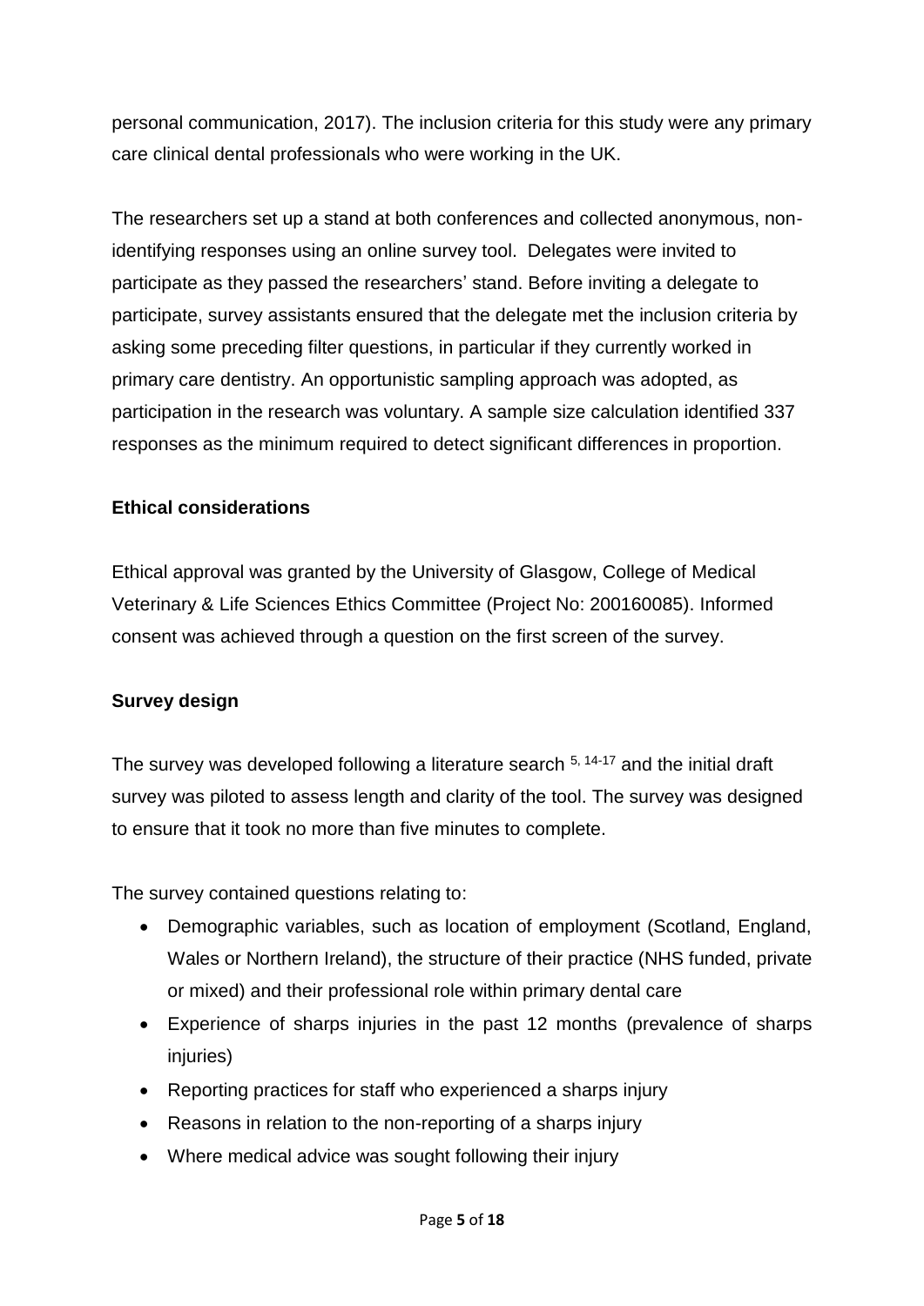personal communication, 2017). The inclusion criteria for this study were any primary care clinical dental professionals who were working in the UK.

The researchers set up a stand at both conferences and collected anonymous, non-identifying responses using an online survey tool. Delegates were invited to participate as they passed the researchers' stand. Before inviting a delegate to participate, survey assistants ensured that the delegate met the inclusion criteria by asking some preceding filter questions, in particular if they currently worked in primary care dentistry. An opportunistic sampling approach was adopted, as participation in the research was voluntary. A sample size calculation identified 337 responses as the minimum required to detect significant differences in proportion.

**Ethical considerations**

Ethical approval was granted by the University of Glasgow, College of Medical Veterinary & Life Sciences Ethics Committee (Project No: 200160085). Informed consent was achieved through a question on the first screen of the survey.

**Survey design**

The survey was developed following a literature search [5, 14-17] and the initial draft survey was piloted to assess length and clarity of the tool. The survey was designed to ensure that it took no more than five minutes to complete.

The survey contained questions relating to:

- Demographic variables, such as location of employment (Scotland, England, Wales or Northern Ireland), the structure of their practice (NHS funded, private or mixed) and their professional role within primary dental care
- Experience of sharps injuries in the past 12 months (prevalence of sharps injuries)
- Reporting practices for staff who experienced a sharps injury
- Reasons in relation to the non-reporting of a sharps injury
- Where medical advice was sought following their injury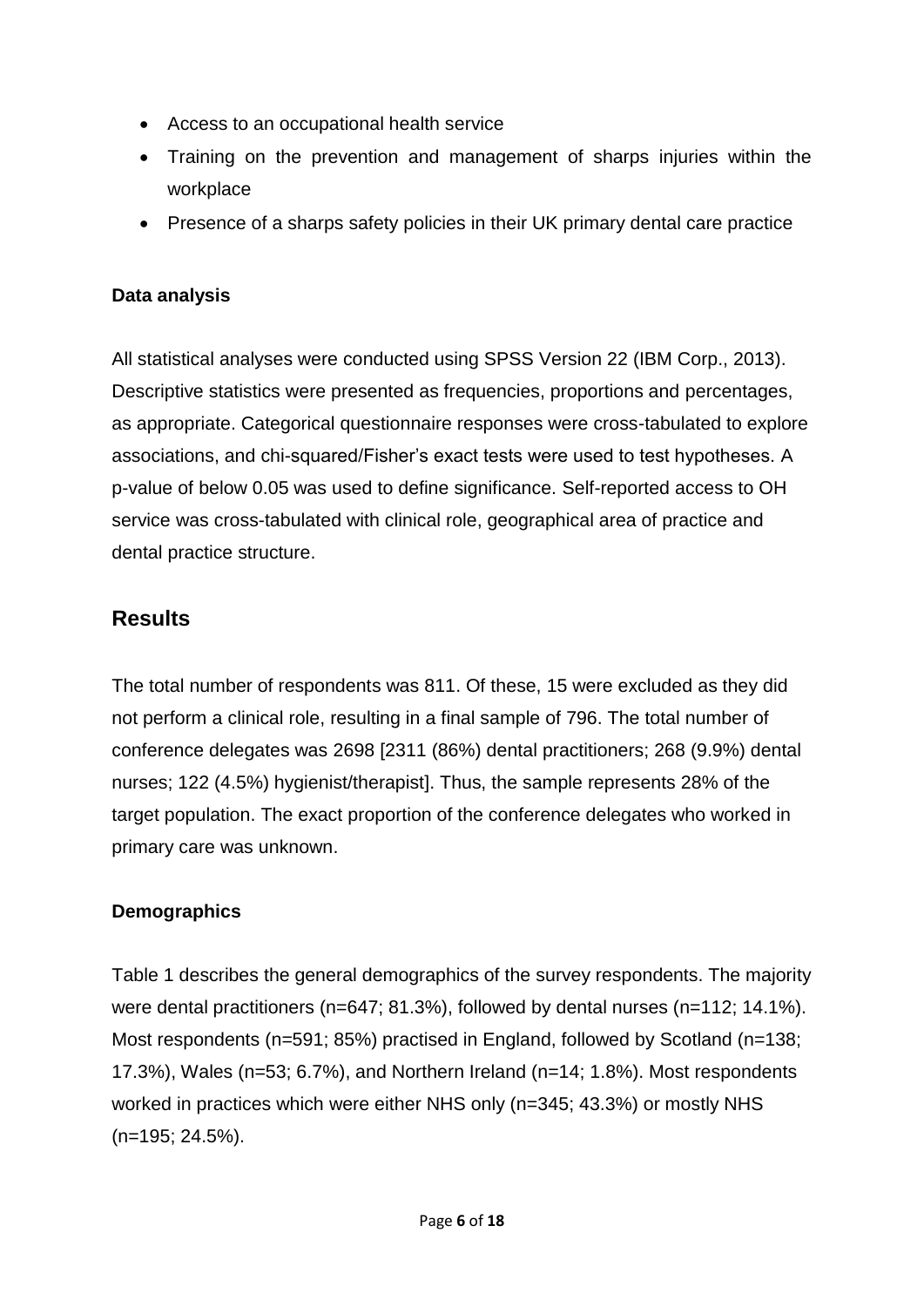- Access to an occupational health service
- Training on the prevention and management of sharps injuries within the workplace
- Presence of a sharps safety policies in their UK primary dental care practice

**Data analysis**

All statistical analyses were conducted using SPSS Version 22 (IBM Corp., 2013). Descriptive statistics were presented as frequencies, proportions and percentages, as appropriate. Categorical questionnaire responses were cross-tabulated to explore associations, and chi-squared/Fisher's exact tests were used to test hypotheses. A p-value of below 0.05 was used to define significance. Self-reported access to OH service was cross-tabulated with clinical role, geographical area of practice and dental practice structure.

## Results

The total number of respondents was 811. Of these, 15 were excluded as they did not perform a clinical role, resulting in a final sample of 796. The total number of conference delegates was 2698 [2311 (86%) dental practitioners; 268 (9.9%) dental nurses; 122 (4.5%) hygienist/therapist]. Thus, the sample represents 28% of the target population. The exact proportion of the conference delegates who worked in primary care was unknown.

**Demographics**

Table 1 describes the general demographics of the survey respondents. The majority were dental practitioners (n=647; 81.3%), followed by dental nurses (n=112; 14.1%). Most respondents (n=591; 85%) practised in England, followed by Scotland (n=138; 17.3%), Wales (n=53; 6.7%), and Northern Ireland (n=14; 1.8%). Most respondents worked in practices which were either NHS only (n=345; 43.3%) or mostly NHS (n=195; 24.5%).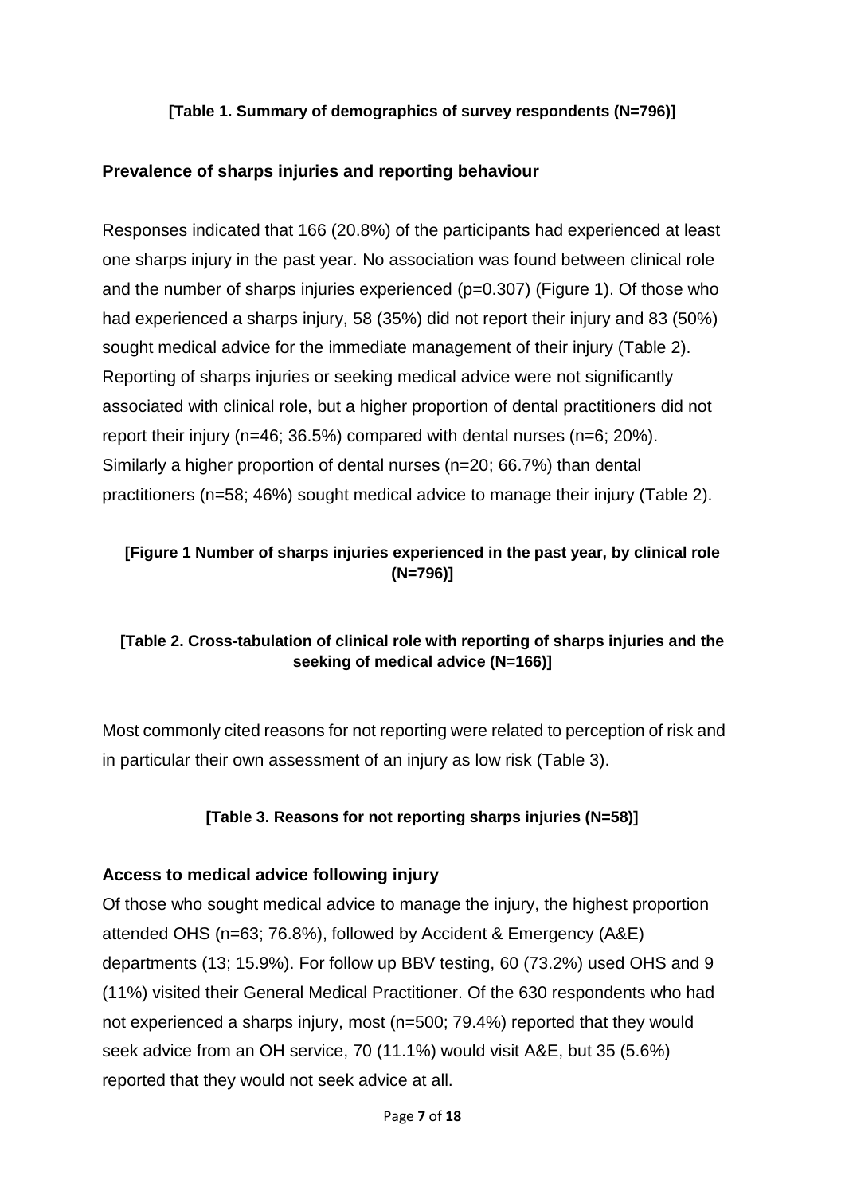**[Table 1. Summary of demographics of survey respondents (N=796)]**

## Prevalence of sharps injuries and reporting behaviour

Responses indicated that 166 (20.8%) of the participants had experienced at least one sharps injury in the past year. No association was found between clinical role and the number of sharps injuries experienced (p=0.307) (Figure 1). Of those who had experienced a sharps injury, 58 (35%) did not report their injury and 83 (50%) sought medical advice for the immediate management of their injury (Table 2). Reporting of sharps injuries or seeking medical advice were not significantly associated with clinical role, but a higher proportion of dental practitioners did not report their injury (n=46; 36.5%) compared with dental nurses (n=6; 20%). Similarly a higher proportion of dental nurses (n=20; 66.7%) than dental practitioners (n=58; 46%) sought medical advice to manage their injury (Table 2).

**[Figure 1 Number of sharps injuries experienced in the past year, by clinical role (N=796)]**

**[Table 2. Cross-tabulation of clinical role with reporting of sharps injuries and the seeking of medical advice (N=166)]**

Most commonly cited reasons for not reporting were related to perception of risk and in particular their own assessment of an injury as low risk (Table 3).

**[Table 3. Reasons for not reporting sharps injuries (N=58)]**

## Access to medical advice following injury

Of those who sought medical advice to manage the injury, the highest proportion attended OHS (n=63; 76.8%), followed by Accident & Emergency (A&E) departments (13; 15.9%). For follow up BBV testing, 60 (73.2%) used OHS and 9 (11%) visited their General Medical Practitioner. Of the 630 respondents who had not experienced a sharps injury, most (n=500; 79.4%) reported that they would seek advice from an OH service, 70 (11.1%) would visit A&E, but 35 (5.6%) reported that they would not seek advice at all.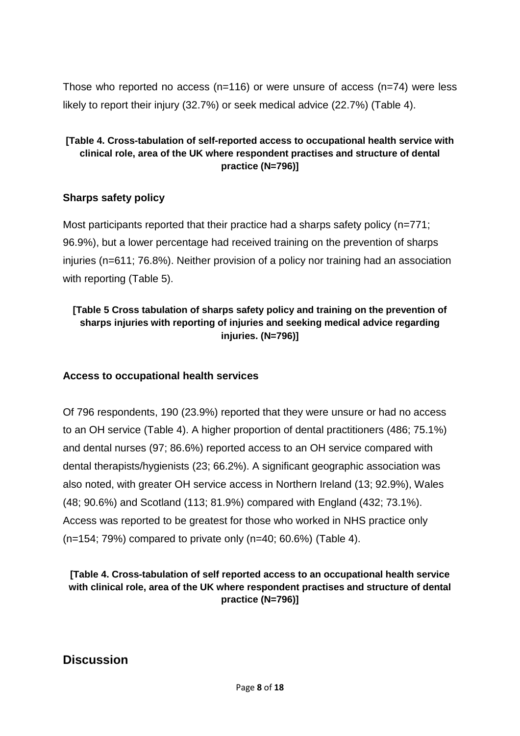Those who reported no access (n=116) or were unsure of access (n=74) were less likely to report their injury (32.7%) or seek medical advice (22.7%) (Table 4).

**[Table 4. Cross-tabulation of self-reported access to occupational health service with clinical role, area of the UK where respondent practises and structure of dental practice (N=796)]**

### Sharps safety policy

Most participants reported that their practice had a sharps safety policy (n=771; 96.9%), but a lower percentage had received training on the prevention of sharps injuries (n=611; 76.8%). Neither provision of a policy nor training had an association with reporting (Table 5).

**[Table 5 Cross tabulation of sharps safety policy and training on the prevention of sharps injuries with reporting of injuries and seeking medical advice regarding injuries. (N=796)]**

### Access to occupational health services

Of 796 respondents, 190 (23.9%) reported that they were unsure or had no access to an OH service (Table 4). A higher proportion of dental practitioners (486; 75.1%) and dental nurses (97; 86.6%) reported access to an OH service compared with dental therapists/hygienists (23; 66.2%). A significant geographic association was also noted, with greater OH service access in Northern Ireland (13; 92.9%), Wales (48; 90.6%) and Scotland (113; 81.9%) compared with England (432; 73.1%). Access was reported to be greatest for those who worked in NHS practice only (n=154; 79%) compared to private only (n=40; 60.6%) (Table 4).

**[Table 4. Cross-tabulation of self reported access to an occupational health service with clinical role, area of the UK where respondent practises and structure of dental practice (N=796)]**

## Discussion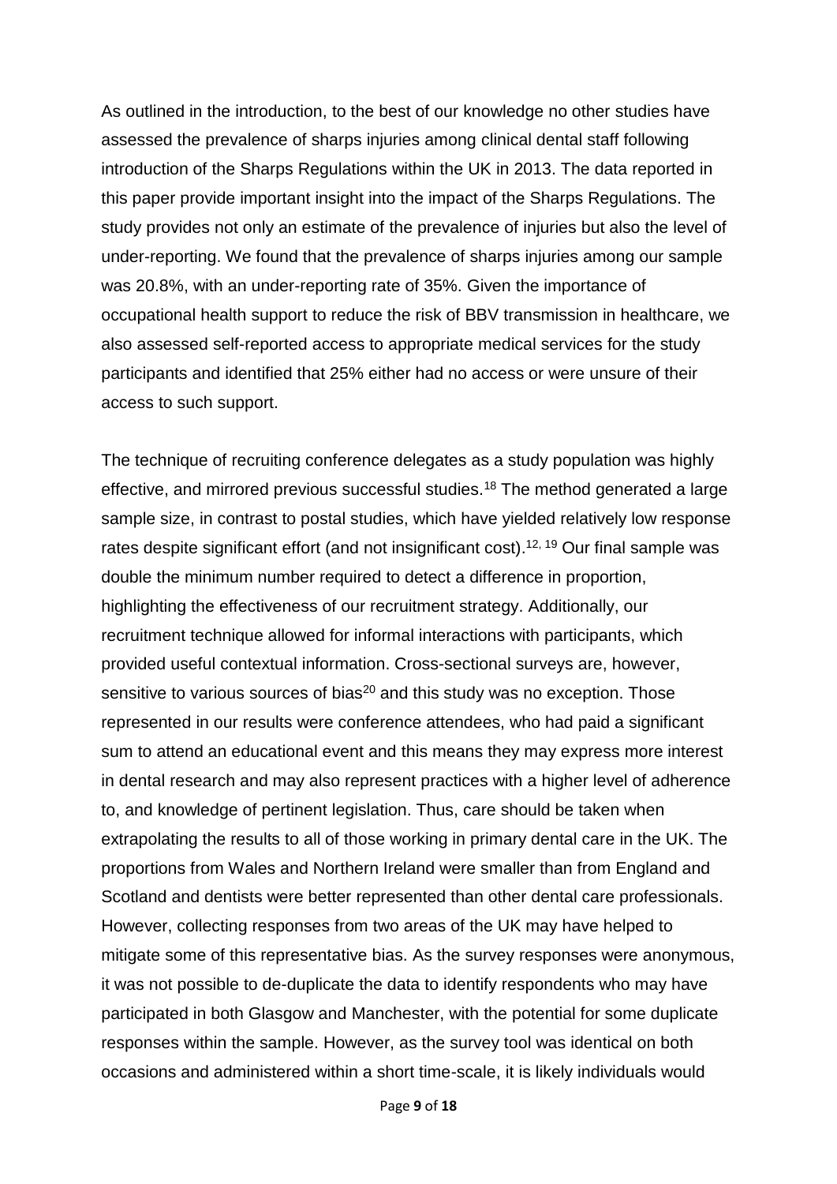As outlined in the introduction, to the best of our knowledge no other studies have assessed the prevalence of sharps injuries among clinical dental staff following introduction of the Sharps Regulations within the UK in 2013. The data reported in this paper provide important insight into the impact of the Sharps Regulations. The study provides not only an estimate of the prevalence of injuries but also the level of under-reporting. We found that the prevalence of sharps injuries among our sample was 20.8%, with an under-reporting rate of 35%. Given the importance of occupational health support to reduce the risk of BBV transmission in healthcare, we also assessed self-reported access to appropriate medical services for the study participants and identified that 25% either had no access or were unsure of their access to such support.

The technique of recruiting conference delegates as a study population was highly effective, and mirrored previous successful studies.[18] The method generated a large sample size, in contrast to postal studies, which have yielded relatively low response rates despite significant effort (and not insignificant cost).[12, 19] Our final sample was double the minimum number required to detect a difference in proportion, highlighting the effectiveness of our recruitment strategy. Additionally, our recruitment technique allowed for informal interactions with participants, which provided useful contextual information. Cross-sectional surveys are, however, sensitive to various sources of bias[20] and this study was no exception. Those represented in our results were conference attendees, who had paid a significant sum to attend an educational event and this means they may express more interest in dental research and may also represent practices with a higher level of adherence to, and knowledge of pertinent legislation. Thus, care should be taken when extrapolating the results to all of those working in primary dental care in the UK. The proportions from Wales and Northern Ireland were smaller than from England and Scotland and dentists were better represented than other dental care professionals. However, collecting responses from two areas of the UK may have helped to mitigate some of this representative bias. As the survey responses were anonymous, it was not possible to de-duplicate the data to identify respondents who may have participated in both Glasgow and Manchester, with the potential for some duplicate responses within the sample. However, as the survey tool was identical on both occasions and administered within a short time-scale, it is likely individuals would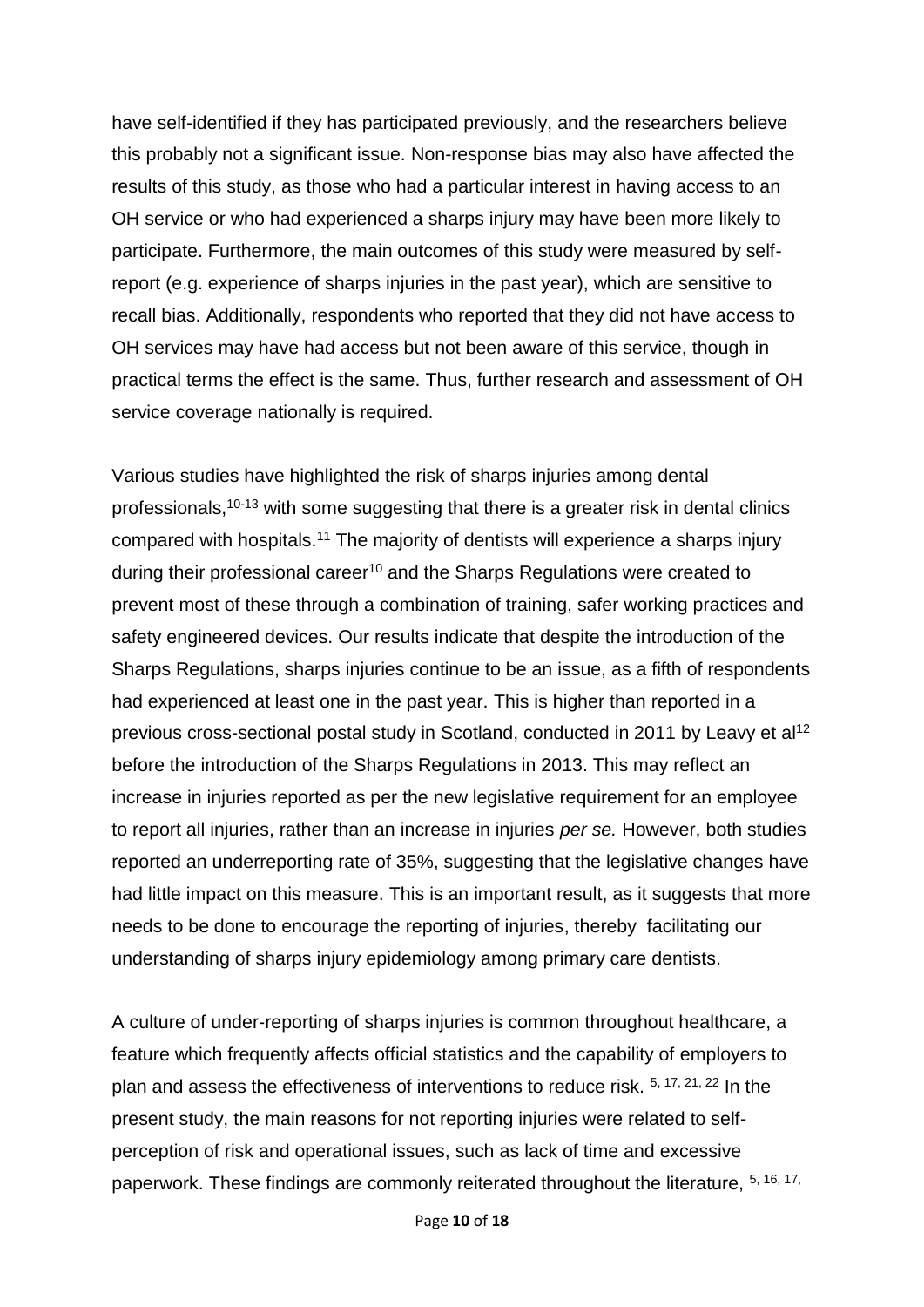have self-identified if they has participated previously, and the researchers believe this probably not a significant issue. Non-response bias may also have affected the results of this study, as those who had a particular interest in having access to an OH service or who had experienced a sharps injury may have been more likely to participate. Furthermore, the main outcomes of this study were measured by self-report (e.g. experience of sharps injuries in the past year), which are sensitive to recall bias. Additionally, respondents who reported that they did not have access to OH services may have had access but not been aware of this service, though in practical terms the effect is the same. Thus, further research and assessment of OH service coverage nationally is required.

Various studies have highlighted the risk of sharps injuries among dental professionals,[10-13] with some suggesting that there is a greater risk in dental clinics compared with hospitals.[11] The majority of dentists will experience a sharps injury during their professional career[10] and the Sharps Regulations were created to prevent most of these through a combination of training, safer working practices and safety engineered devices. Our results indicate that despite the introduction of the Sharps Regulations, sharps injuries continue to be an issue, as a fifth of respondents had experienced at least one in the past year. This is higher than reported in a previous cross-sectional postal study in Scotland, conducted in 2011 by Leavy et al[12] before the introduction of the Sharps Regulations in 2013. This may reflect an increase in injuries reported as per the new legislative requirement for an employee to report all injuries, rather than an increase in injuries *per se.* However, both studies reported an underreporting rate of 35%, suggesting that the legislative changes have had little impact on this measure. This is an important result, as it suggests that more needs to be done to encourage the reporting of injuries, thereby facilitating our understanding of sharps injury epidemiology among primary care dentists.

A culture of under-reporting of sharps injuries is common throughout healthcare, a feature which frequently affects official statistics and the capability of employers to plan and assess the effectiveness of interventions to reduce risk. [5, 17, 21, 22] In the present study, the main reasons for not reporting injuries were related to self-perception of risk and operational issues, such as lack of time and excessive paperwork. These findings are commonly reiterated throughout the literature, [5, 16, 17,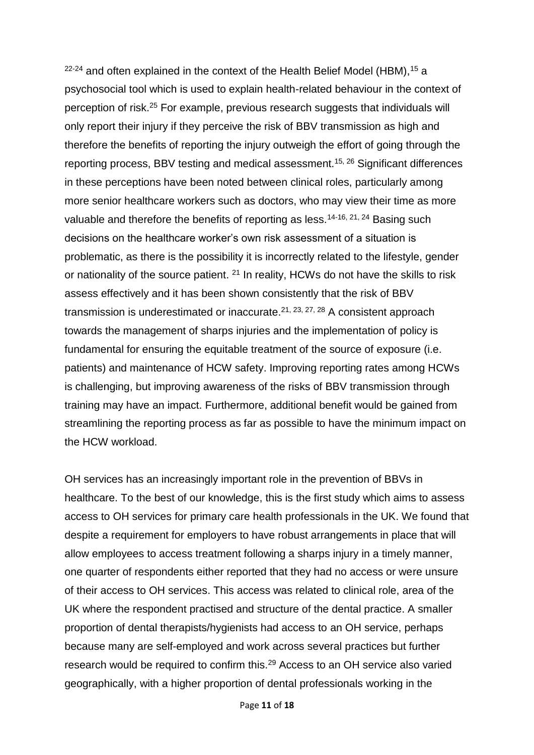[22-24] and often explained in the context of the Health Belief Model (HBM),[15] a psychosocial tool which is used to explain health-related behaviour in the context of perception of risk.[25] For example, previous research suggests that individuals will only report their injury if they perceive the risk of BBV transmission as high and therefore the benefits of reporting the injury outweigh the effort of going through the reporting process, BBV testing and medical assessment.[15, 26] Significant differences in these perceptions have been noted between clinical roles, particularly among more senior healthcare workers such as doctors, who may view their time as more valuable and therefore the benefits of reporting as less.[14-16, 21, 24] Basing such decisions on the healthcare worker's own risk assessment of a situation is problematic, as there is the possibility it is incorrectly related to the lifestyle, gender or nationality of the source patient. [21] In reality, HCWs do not have the skills to risk assess effectively and it has been shown consistently that the risk of BBV transmission is underestimated or inaccurate.[21, 23, 27, 28] A consistent approach towards the management of sharps injuries and the implementation of policy is fundamental for ensuring the equitable treatment of the source of exposure (i.e. patients) and maintenance of HCW safety. Improving reporting rates among HCWs is challenging, but improving awareness of the risks of BBV transmission through training may have an impact. Furthermore, additional benefit would be gained from streamlining the reporting process as far as possible to have the minimum impact on the HCW workload.

OH services has an increasingly important role in the prevention of BBVs in healthcare. To the best of our knowledge, this is the first study which aims to assess access to OH services for primary care health professionals in the UK. We found that despite a requirement for employers to have robust arrangements in place that will allow employees to access treatment following a sharps injury in a timely manner, one quarter of respondents either reported that they had no access or were unsure of their access to OH services. This access was related to clinical role, area of the UK where the respondent practised and structure of the dental practice. A smaller proportion of dental therapists/hygienists had access to an OH service, perhaps because many are self-employed and work across several practices but further research would be required to confirm this.[29] Access to an OH service also varied geographically, with a higher proportion of dental professionals working in the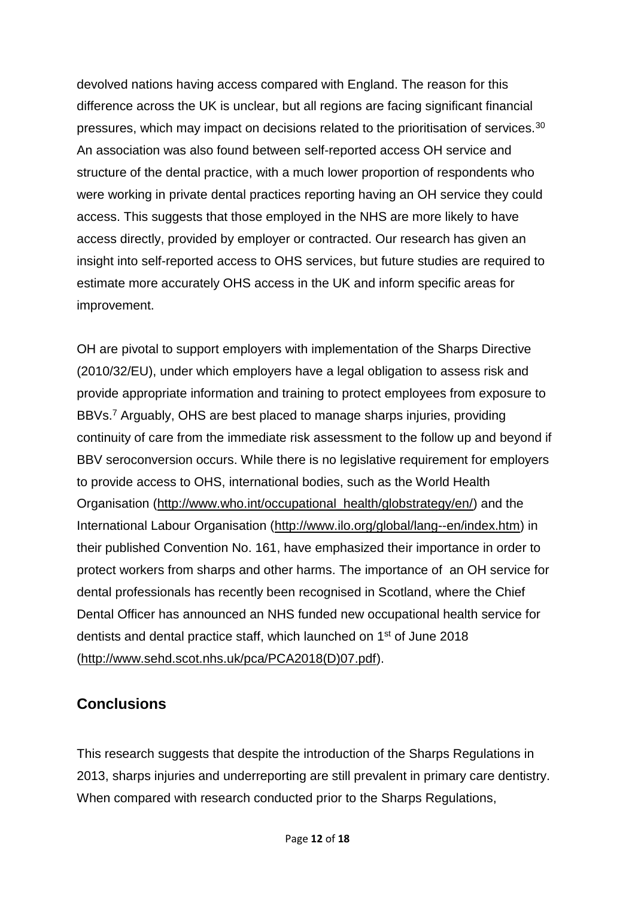devolved nations having access compared with England. The reason for this difference across the UK is unclear, but all regions are facing significant financial pressures, which may impact on decisions related to the prioritisation of services.[30] An association was also found between self-reported access OH service and structure of the dental practice, with a much lower proportion of respondents who were working in private dental practices reporting having an OH service they could access. This suggests that those employed in the NHS are more likely to have access directly, provided by employer or contracted. Our research has given an insight into self-reported access to OHS services, but future studies are required to estimate more accurately OHS access in the UK and inform specific areas for improvement.

OH are pivotal to support employers with implementation of the Sharps Directive (2010/32/EU), under which employers have a legal obligation to assess risk and provide appropriate information and training to protect employees from exposure to BBVs.[7] Arguably, OHS are best placed to manage sharps injuries, providing continuity of care from the immediate risk assessment to the follow up and beyond if BBV seroconversion occurs. While there is no legislative requirement for employers to provide access to OHS, international bodies, such as the World Health Organisation (http://www.who.int/occupational_health/globstrategy/en/) and the International Labour Organisation (http://www.ilo.org/global/lang--en/index.htm) in their published Convention No. 161, have emphasized their importance in order to protect workers from sharps and other harms. The importance of an OH service for dental professionals has recently been recognised in Scotland, where the Chief Dental Officer has announced an NHS funded new occupational health service for dentists and dental practice staff, which launched on 1st of June 2018 (http://www.sehd.scot.nhs.uk/pca/PCA2018(D)07.pdf).

## Conclusions

This research suggests that despite the introduction of the Sharps Regulations in 2013, sharps injuries and underreporting are still prevalent in primary care dentistry. When compared with research conducted prior to the Sharps Regulations,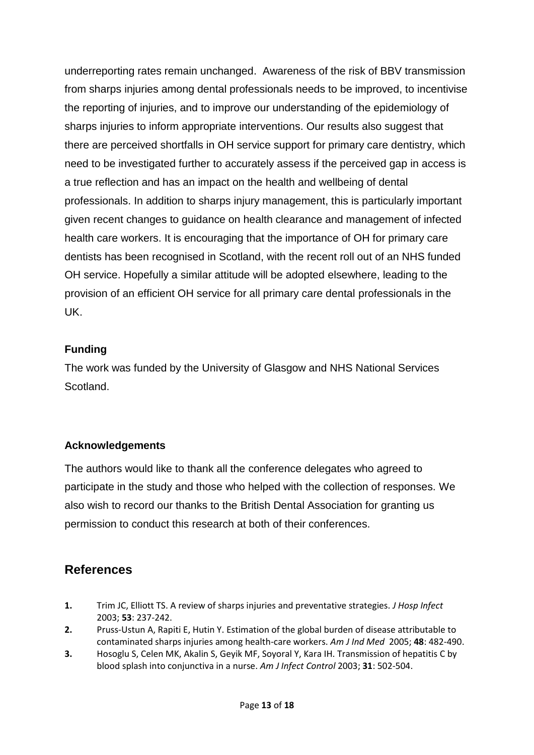underreporting rates remain unchanged. Awareness of the risk of BBV transmission from sharps injuries among dental professionals needs to be improved, to incentivise the reporting of injuries, and to improve our understanding of the epidemiology of sharps injuries to inform appropriate interventions. Our results also suggest that there are perceived shortfalls in OH service support for primary care dentistry, which need to be investigated further to accurately assess if the perceived gap in access is a true reflection and has an impact on the health and wellbeing of dental professionals. In addition to sharps injury management, this is particularly important given recent changes to guidance on health clearance and management of infected health care workers. It is encouraging that the importance of OH for primary care dentists has been recognised in Scotland, with the recent roll out of an NHS funded OH service. Hopefully a similar attitude will be adopted elsewhere, leading to the provision of an efficient OH service for all primary care dental professionals in the UK.

### Funding

The work was funded by the University of Glasgow and NHS National Services Scotland.

### Acknowledgements

The authors would like to thank all the conference delegates who agreed to participate in the study and those who helped with the collection of responses. We also wish to record our thanks to the British Dental Association for granting us permission to conduct this research at both of their conferences.

## References

1. Trim JC, Elliott TS. A review of sharps injuries and preventative strategies. *J Hosp Infect* 2003; **53**: 237-242.
2. Pruss-Ustun A, Rapiti E, Hutin Y. Estimation of the global burden of disease attributable to contaminated sharps injuries among health-care workers. *Am J Ind Med* 2005; **48**: 482-490.
3. Hosoglu S, Celen MK, Akalin S, Geyik MF, Soyoral Y, Kara IH. Transmission of hepatitis C by blood splash into conjunctiva in a nurse. *Am J Infect Control* 2003; **31**: 502-504.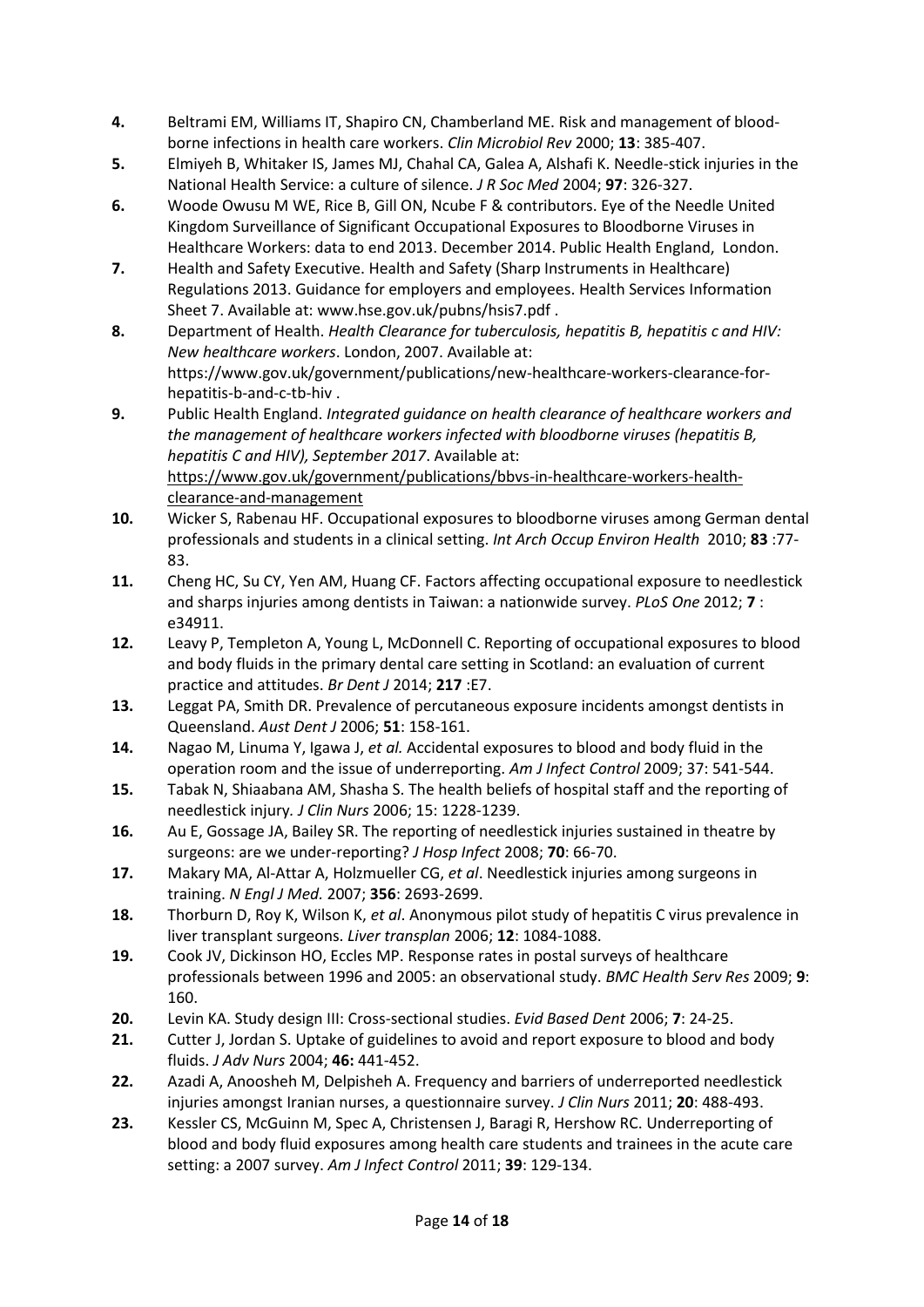4. Beltrami EM, Williams IT, Shapiro CN, Chamberland ME. Risk and management of blood-borne infections in health care workers. *Clin Microbiol Rev* 2000; **13**: 385-407.
5. Elmiyeh B, Whitaker IS, James MJ, Chahal CA, Galea A, Alshafi K. Needle-stick injuries in the National Health Service: a culture of silence. *J R Soc Med* 2004; **97**: 326-327.
6. Woode Owusu M WE, Rice B, Gill ON, Ncube F & contributors. Eye of the Needle United Kingdom Surveillance of Significant Occupational Exposures to Bloodborne Viruses in Healthcare Workers: data to end 2013. December 2014. Public Health England, London.
7. Health and Safety Executive. Health and Safety (Sharp Instruments in Healthcare) Regulations 2013. Guidance for employers and employees. Health Services Information Sheet 7. Available at: www.hse.gov.uk/pubns/hsis7.pdf .
8. Department of Health. *Health Clearance for tuberculosis, hepatitis B, hepatitis c and HIV: New healthcare workers*. London, 2007. Available at: https://www.gov.uk/government/publications/new-healthcare-workers-clearance-for-hepatitis-b-and-c-tb-hiv .
9. Public Health England. *Integrated guidance on health clearance of healthcare workers and the management of healthcare workers infected with bloodborne viruses (hepatitis B, hepatitis C and HIV), September 2017*. Available at: https://www.gov.uk/government/publications/bbvs-in-healthcare-workers-health-clearance-and-management
10. Wicker S, Rabenau HF. Occupational exposures to bloodborne viruses among German dental professionals and students in a clinical setting. *Int Arch Occup Environ Health* 2010; **83** :77-83.
11. Cheng HC, Su CY, Yen AM, Huang CF. Factors affecting occupational exposure to needlestick and sharps injuries among dentists in Taiwan: a nationwide survey. *PLoS One* 2012; **7** : e34911.
12. Leavy P, Templeton A, Young L, McDonnell C. Reporting of occupational exposures to blood and body fluids in the primary dental care setting in Scotland: an evaluation of current practice and attitudes. *Br Dent J* 2014; **217** :E7.
13. Leggat PA, Smith DR. Prevalence of percutaneous exposure incidents amongst dentists in Queensland. *Aust Dent J* 2006; **51**: 158-161.
14. Nagao M, Linuma Y, Igawa J, *et al.* Accidental exposures to blood and body fluid in the operation room and the issue of underreporting. *Am J Infect Control* 2009; 37: 541-544.
15. Tabak N, Shiaabana AM, Shasha S. The health beliefs of hospital staff and the reporting of needlestick injury. *J Clin Nurs* 2006; 15: 1228-1239.
16. Au E, Gossage JA, Bailey SR. The reporting of needlestick injuries sustained in theatre by surgeons: are we under-reporting? *J Hosp Infect* 2008; **70**: 66-70.
17. Makary MA, Al-Attar A, Holzmueller CG, *et al*. Needlestick injuries among surgeons in training. *N Engl J Med.* 2007; **356**: 2693-2699.
18. Thorburn D, Roy K, Wilson K, *et al*. Anonymous pilot study of hepatitis C virus prevalence in liver transplant surgeons. *Liver transplan* 2006; **12**: 1084-1088.
19. Cook JV, Dickinson HO, Eccles MP. Response rates in postal surveys of healthcare professionals between 1996 and 2005: an observational study. *BMC Health Serv Res* 2009; **9**: 160.
20. Levin KA. Study design III: Cross-sectional studies. *Evid Based Dent* 2006; **7**: 24-25.
21. Cutter J, Jordan S. Uptake of guidelines to avoid and report exposure to blood and body fluids. *J Adv Nurs* 2004; **46:** 441-452.
22. Azadi A, Anoosheh M, Delpisheh A. Frequency and barriers of underreported needlestick injuries amongst Iranian nurses, a questionnaire survey. *J Clin Nurs* 2011; **20**: 488-493.
23. Kessler CS, McGuinn M, Spec A, Christensen J, Baragi R, Hershow RC. Underreporting of blood and body fluid exposures among health care students and trainees in the acute care setting: a 2007 survey. *Am J Infect Control* 2011; **39**: 129-134.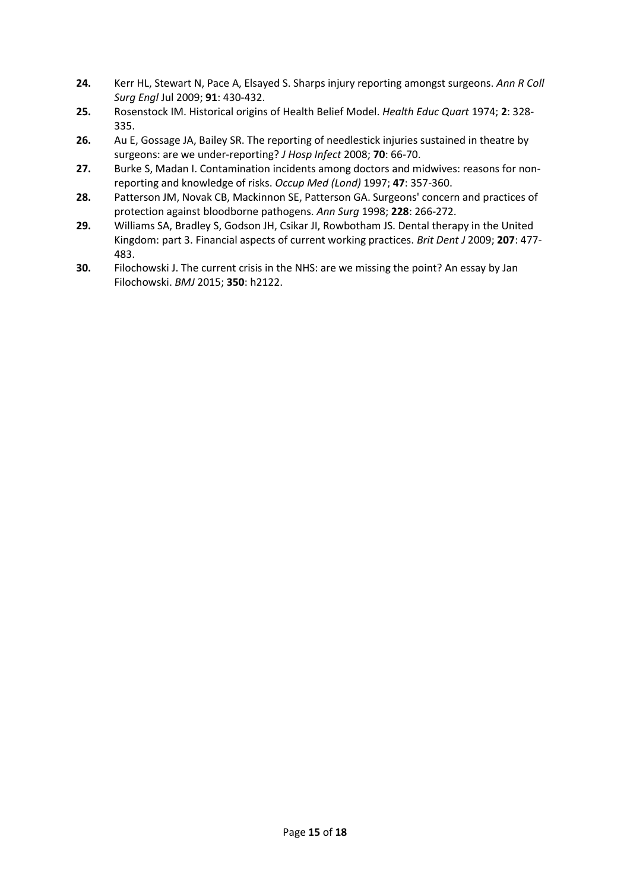**24.** Kerr HL, Stewart N, Pace A, Elsayed S. Sharps injury reporting amongst surgeons. *Ann R Coll Surg Engl* Jul 2009; **91**: 430-432.

**25.** Rosenstock IM. Historical origins of Health Belief Model. *Health Educ Quart* 1974; **2**: 328-335.

**26.** Au E, Gossage JA, Bailey SR. The reporting of needlestick injuries sustained in theatre by surgeons: are we under-reporting? *J Hosp Infect* 2008; **70**: 66-70.

**27.** Burke S, Madan I. Contamination incidents among doctors and midwives: reasons for non-reporting and knowledge of risks. *Occup Med (Lond)* 1997; **47**: 357-360.

**28.** Patterson JM, Novak CB, Mackinnon SE, Patterson GA. Surgeons' concern and practices of protection against bloodborne pathogens. *Ann Surg* 1998; **228**: 266-272.

**29.** Williams SA, Bradley S, Godson JH, Csikar JI, Rowbotham JS. Dental therapy in the United Kingdom: part 3. Financial aspects of current working practices. *Brit Dent J* 2009; **207**: 477-483.

**30.** Filochowski J. The current crisis in the NHS: are we missing the point? An essay by Jan Filochowski. *BMJ* 2015; **350**: h2122.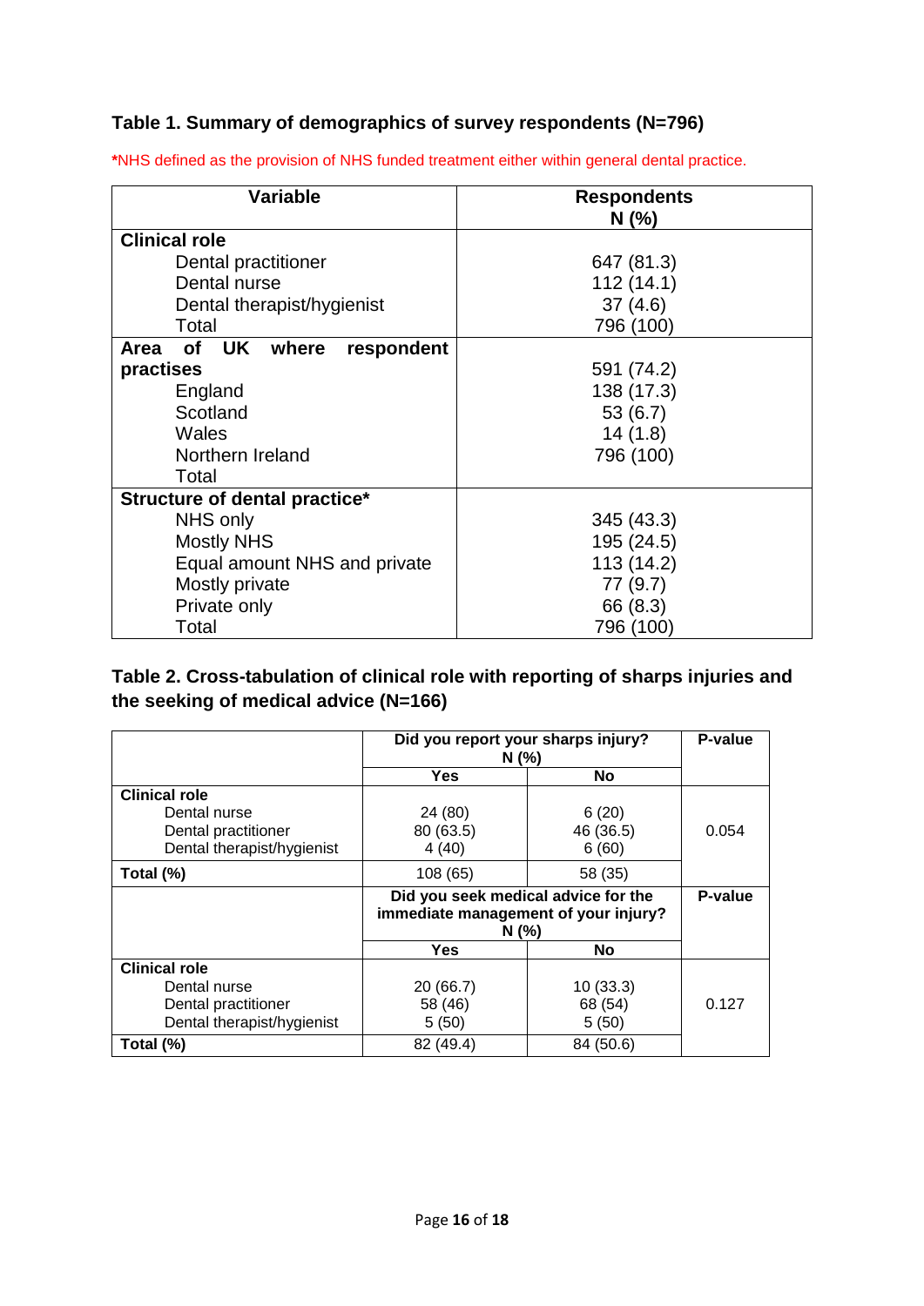## Table 1. Summary of demographics of survey respondents (N=796)

*NHS defined as the provision of NHS funded treatment either within general dental practice.

| Variable | Respondents N (%) |
|---|---|
| **Clinical role** | |
| Dental practitioner | 647 (81.3) |
| Dental nurse | 112 (14.1) |
| Dental therapist/hygienist | 37 (4.6) |
| Total | 796 (100) |
| **Area of UK where respondent practises** | |
| England | 591 (74.2) |
| Scotland | 138 (17.3) |
| Wales | 53 (6.7) |
| Northern Ireland | 14 (1.8) |
| Total | 796 (100) |
| **Structure of dental practice*** | |
| NHS only | 345 (43.3) |
| Mostly NHS | 195 (24.5) |
| Equal amount NHS and private | 113 (14.2) |
| Mostly private | 77 (9.7) |
| Private only | 66 (8.3) |
| Total | 796 (100) |

## Table 2. Cross-tabulation of clinical role with reporting of sharps injuries and the seeking of medical advice (N=166)

| | Did you report your sharps injury? N (%) | | P-value |
|---|---|---|---|
| | **Yes** | **No** | |
| **Clinical role** | | | |
| Dental nurse | 24 (80) | 6 (20) | |
| Dental practitioner | 80 (63.5) | 46 (36.5) | 0.054 |
| Dental therapist/hygienist | 4 (40) | 6 (60) | |
| **Total (%)** | 108 (65) | 58 (35) | |
| | **Did you seek medical advice for the immediate management of your injury? N (%)** | | **P-value** |
| | **Yes** | **No** | |
| **Clinical role** | | | |
| Dental nurse | 20 (66.7) | 10 (33.3) | |
| Dental practitioner | 58 (46) | 68 (54) | 0.127 |
| Dental therapist/hygienist | 5 (50) | 5 (50) | |
| **Total (%)** | 82 (49.4) | 84 (50.6) | |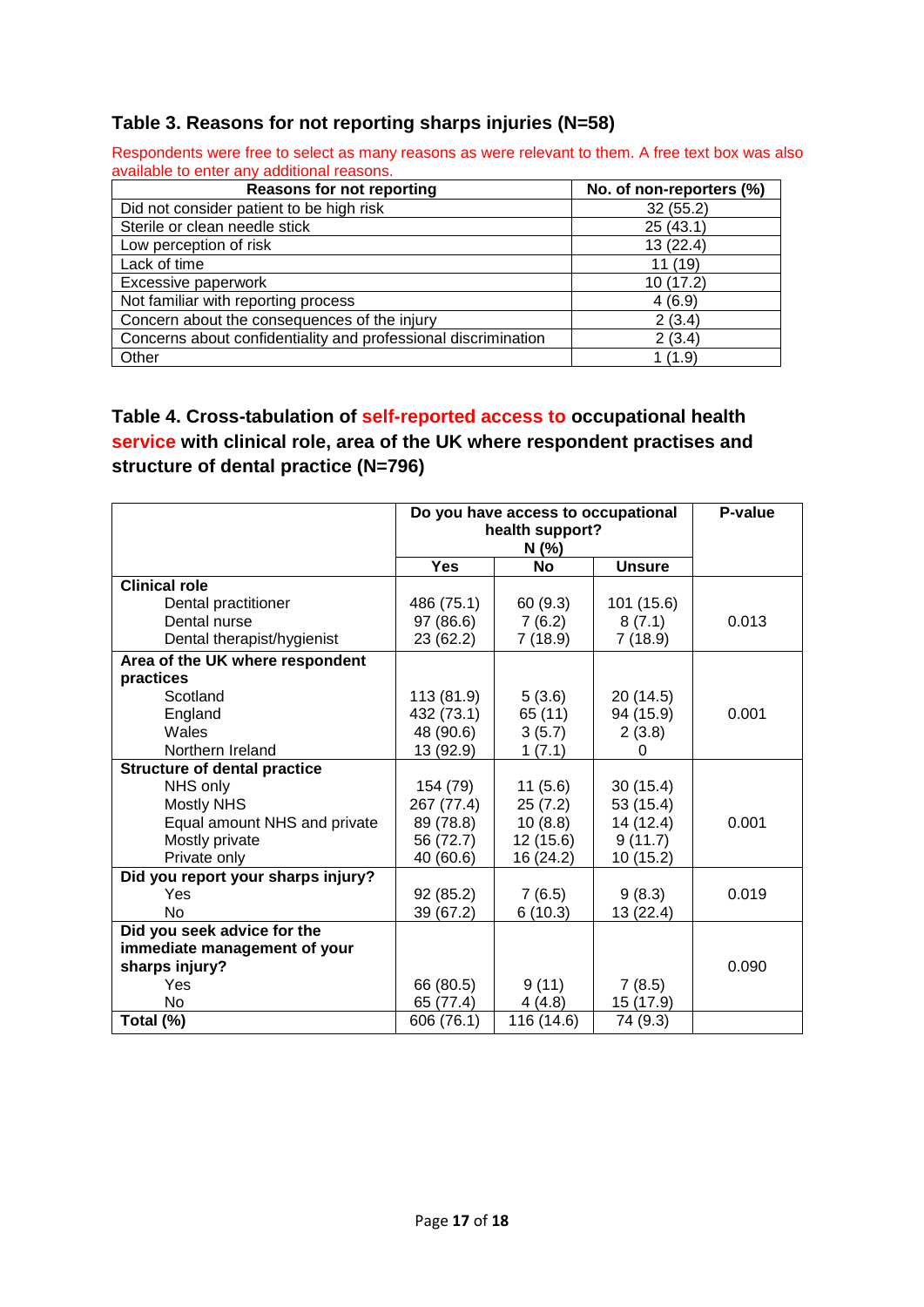### Table 3. Reasons for not reporting sharps injuries (N=58)

Respondents were free to select as many reasons as were relevant to them. A free text box was also available to enter any additional reasons.

| Reasons for not reporting | No. of non-reporters (%) |
|---|---|
| Did not consider patient to be high risk | 32 (55.2) |
| Sterile or clean needle stick | 25 (43.1) |
| Low perception of risk | 13 (22.4) |
| Lack of time | 11 (19) |
| Excessive paperwork | 10 (17.2) |
| Not familiar with reporting process | 4 (6.9) |
| Concern about the consequences of the injury | 2 (3.4) |
| Concerns about confidentiality and professional discrimination | 2 (3.4) |
| Other | 1 (1.9) |

### Table 4. Cross-tabulation of self-reported access to occupational health service with clinical role, area of the UK where respondent practises and structure of dental practice (N=796)

| | Do you have access to occupational health support? N (%) | | | P-value |
|---|---|---|---|---|
| | Yes | No | Unsure | |
| **Clinical role** | | | | |
| Dental practitioner | 486 (75.1) | 60 (9.3) | 101 (15.6) | 0.013 |
| Dental nurse | 97 (86.6) | 7 (6.2) | 8 (7.1) | |
| Dental therapist/hygienist | 23 (62.2) | 7 (18.9) | 7 (18.9) | |
| **Area of the UK where respondent practices** | | | | |
| Scotland | 113 (81.9) | 5 (3.6) | 20 (14.5) | 0.001 |
| England | 432 (73.1) | 65 (11) | 94 (15.9) | |
| Wales | 48 (90.6) | 3 (5.7) | 2 (3.8) | |
| Northern Ireland | 13 (92.9) | 1 (7.1) | 0 | |
| **Structure of dental practice** | | | | |
| NHS only | 154 (79) | 11 (5.6) | 30 (15.4) | 0.001 |
| Mostly NHS | 267 (77.4) | 25 (7.2) | 53 (15.4) | |
| Equal amount NHS and private | 89 (78.8) | 10 (8.8) | 14 (12.4) | |
| Mostly private | 56 (72.7) | 12 (15.6) | 9 (11.7) | |
| Private only | 40 (60.6) | 16 (24.2) | 10 (15.2) | |
| **Did you report your sharps injury?** | | | | |
| Yes | 92 (85.2) | 7 (6.5) | 9 (8.3) | 0.019 |
| No | 39 (67.2) | 6 (10.3) | 13 (22.4) | |
| **Did you seek advice for the immediate management of your sharps injury?** | | | | |
| Yes | 66 (80.5) | 9 (11) | 7 (8.5) | 0.090 |
| No | 65 (77.4) | 4 (4.8) | 15 (17.9) | |
| **Total (%)** | 606 (76.1) | 116 (14.6) | 74 (9.3) | |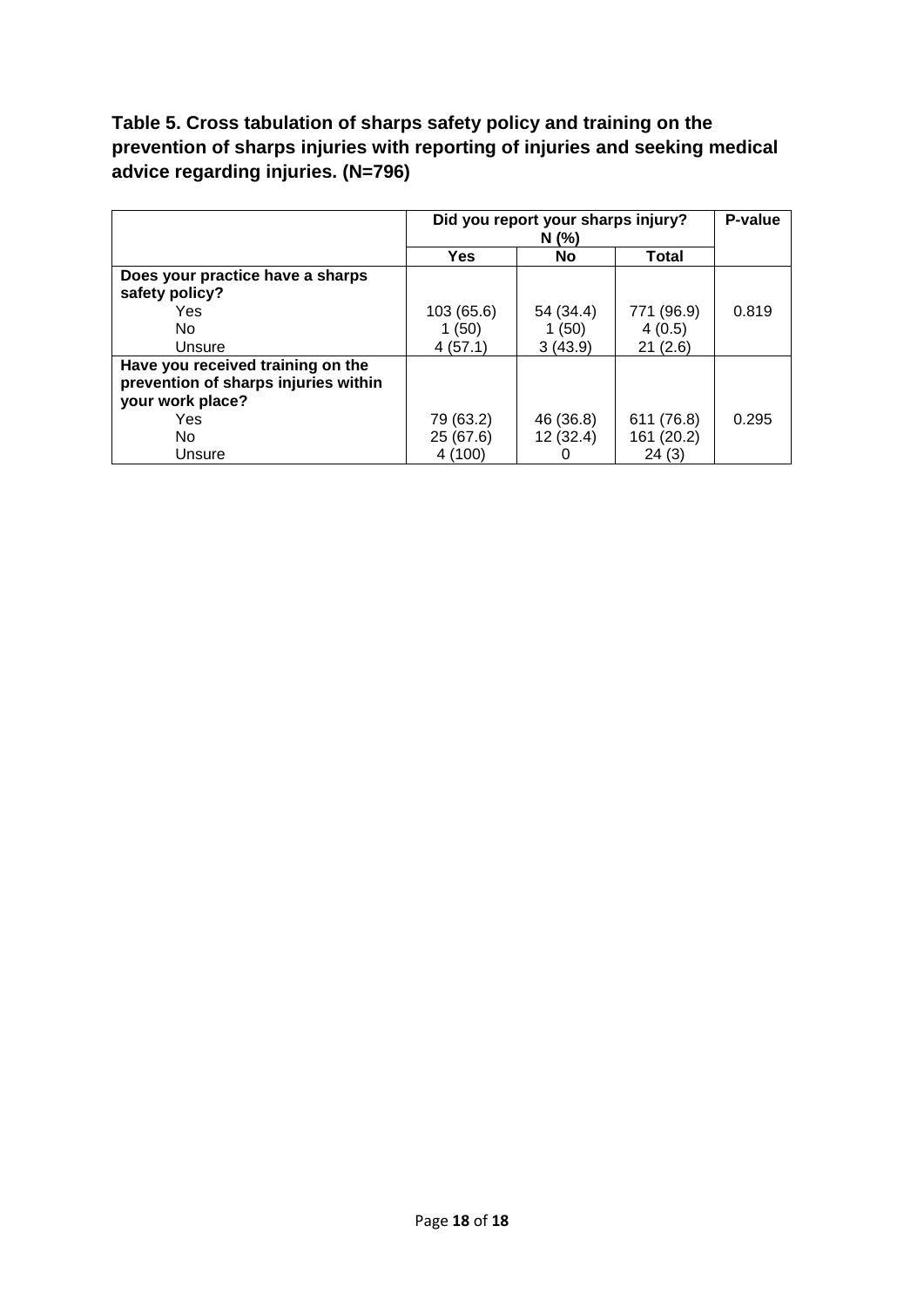**Table 5. Cross tabulation of sharps safety policy and training on the prevention of sharps injuries with reporting of injuries and seeking medical advice regarding injuries. (N=796)**

| | Did you report your sharps injury? N (%) | | | P-value |
|---|---|---|---|---|
| | Yes | No | Total | |
| **Does your practice have a sharps safety policy?** | | | | |
| Yes | 103 (65.6) | 54 (34.4) | 771 (96.9) | 0.819 |
| No | 1 (50) | 1 (50) | 4 (0.5) | |
| Unsure | 4 (57.1) | 3 (43.9) | 21 (2.6) | |
| **Have you received training on the prevention of sharps injuries within your work place?** | | | | |
| Yes | 79 (63.2) | 46 (36.8) | 611 (76.8) | 0.295 |
| No | 25 (67.6) | 12 (32.4) | 161 (20.2) | |
| Unsure | 4 (100) | 0 | 24 (3) | |